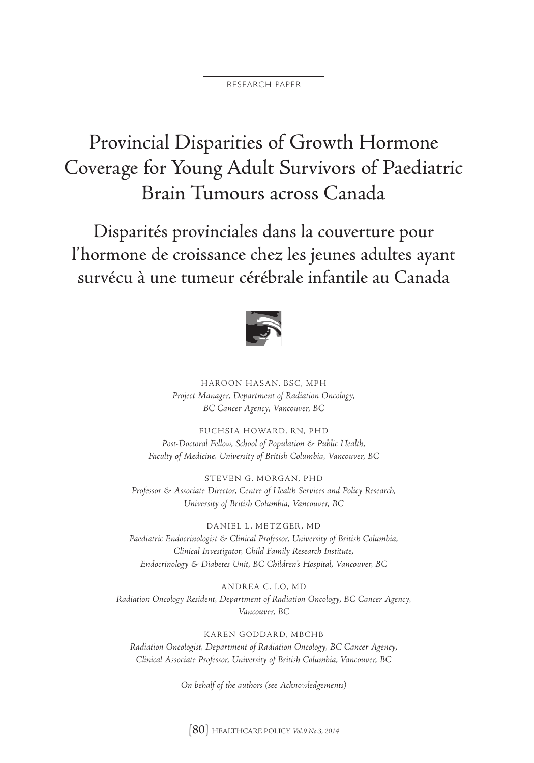RESEARCH PAPER

# Provincial Disparities of Growth Hormone Coverage for Young Adult Survivors of Paediatric Brain Tumours across Canada

# Disparités provinciales dans la couverture pour l'hormone de croissance chez les jeunes adultes ayant survécu à une tumeur cérébrale infantile au Canada

HAROON HASAN, BSC, MPH
*Project Manager, Department of Radiation Oncology, BC Cancer Agency, Vancouver, BC*

FUCHSIA HOWARD, RN, PHD
*Post-Doctoral Fellow, School of Population & Public Health, Faculty of Medicine, University of British Columbia, Vancouver, BC*

STEVEN G. MORGAN, PHD
*Professor & Associate Director, Centre of Health Services and Policy Research, University of British Columbia, Vancouver, BC*

DANIEL L. METZGER, MD
*Paediatric Endocrinologist & Clinical Professor, University of British Columbia, Clinical Investigator, Child Family Research Institute, Endocrinology & Diabetes Unit, BC Children's Hospital, Vancouver, BC*

ANDREA C. LO, MD
*Radiation Oncology Resident, Department of Radiation Oncology, BC Cancer Agency, Vancouver, BC*

KAREN GODDARD, MBCHB
*Radiation Oncologist, Department of Radiation Oncology, BC Cancer Agency, Clinical Associate Professor, University of British Columbia, Vancouver, BC*

*On behalf of the authors (see Acknowledgements)*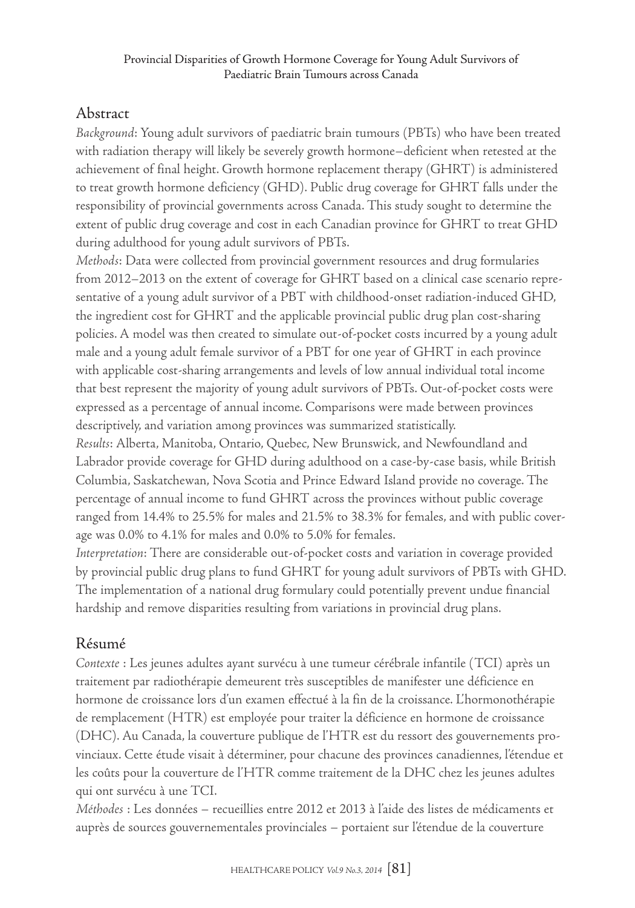## Abstract

*Background*: Young adult survivors of paediatric brain tumours (PBTs) who have been treated with radiation therapy will likely be severely growth hormone–deficient when retested at the achievement of final height. Growth hormone replacement therapy (GHRT) is administered to treat growth hormone deficiency (GHD). Public drug coverage for GHRT falls under the responsibility of provincial governments across Canada. This study sought to determine the extent of public drug coverage and cost in each Canadian province for GHRT to treat GHD during adulthood for young adult survivors of PBTs.

*Methods*: Data were collected from provincial government resources and drug formularies from 2012–2013 on the extent of coverage for GHRT based on a clinical case scenario representative of a young adult survivor of a PBT with childhood-onset radiation-induced GHD, the ingredient cost for GHRT and the applicable provincial public drug plan cost-sharing policies. A model was then created to simulate out-of-pocket costs incurred by a young adult male and a young adult female survivor of a PBT for one year of GHRT in each province with applicable cost-sharing arrangements and levels of low annual individual total income that best represent the majority of young adult survivors of PBTs. Out-of-pocket costs were expressed as a percentage of annual income. Comparisons were made between provinces descriptively, and variation among provinces was summarized statistically.

*Results*: Alberta, Manitoba, Ontario, Quebec, New Brunswick, and Newfoundland and Labrador provide coverage for GHD during adulthood on a case-by-case basis, while British Columbia, Saskatchewan, Nova Scotia and Prince Edward Island provide no coverage. The percentage of annual income to fund GHRT across the provinces without public coverage ranged from 14.4% to 25.5% for males and 21.5% to 38.3% for females, and with public coverage was 0.0% to 4.1% for males and 0.0% to 5.0% for females.

*Interpretation*: There are considerable out-of-pocket costs and variation in coverage provided by provincial public drug plans to fund GHRT for young adult survivors of PBTs with GHD. The implementation of a national drug formulary could potentially prevent undue financial hardship and remove disparities resulting from variations in provincial drug plans.

## Résumé

*Contexte* : Les jeunes adultes ayant survécu à une tumeur cérébrale infantile (TCI) après un traitement par radiothérapie demeurent très susceptibles de manifester une déficience en hormone de croissance lors d'un examen effectué à la fin de la croissance. L'hormonothérapie de remplacement (HTR) est employée pour traiter la déficience en hormone de croissance (DHC). Au Canada, la couverture publique de l'HTR est du ressort des gouvernements provinciaux. Cette étude visait à déterminer, pour chacune des provinces canadiennes, l'étendue et les coûts pour la couverture de l'HTR comme traitement de la DHC chez les jeunes adultes qui ont survécu à une TCI.

*Méthodes* : Les données – recueillies entre 2012 et 2013 à l'aide des listes de médicaments et auprès de sources gouvernementales provinciales – portaient sur l'étendue de la couverture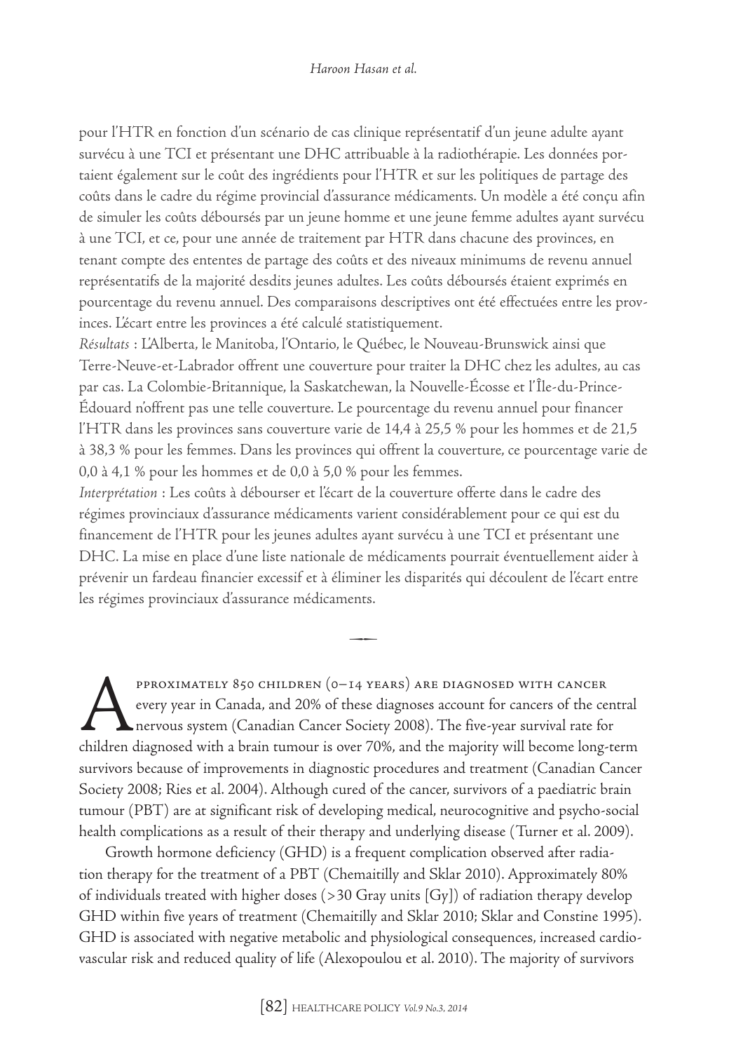pour l'HTR en fonction d'un scénario de cas clinique représentatif d'un jeune adulte ayant survécu à une TCI et présentant une DHC attribuable à la radiothérapie. Les données portaient également sur le coût des ingrédients pour l'HTR et sur les politiques de partage des coûts dans le cadre du régime provincial d'assurance médicaments. Un modèle a été conçu afin de simuler les coûts déboursés par un jeune homme et une jeune femme adultes ayant survécu à une TCI, et ce, pour une année de traitement par HTR dans chacune des provinces, en tenant compte des ententes de partage des coûts et des niveaux minimums de revenu annuel représentatifs de la majorité desdits jeunes adultes. Les coûts déboursés étaient exprimés en pourcentage du revenu annuel. Des comparaisons descriptives ont été effectuées entre les provinces. L'écart entre les provinces a été calculé statistiquement.

*Résultats* : L'Alberta, le Manitoba, l'Ontario, le Québec, le Nouveau-Brunswick ainsi que Terre-Neuve-et-Labrador offrent une couverture pour traiter la DHC chez les adultes, au cas par cas. La Colombie-Britannique, la Saskatchewan, la Nouvelle-Écosse et l'Île-du-Prince-Édouard n'offrent pas une telle couverture. Le pourcentage du revenu annuel pour financer l'HTR dans les provinces sans couverture varie de 14,4 à 25,5 % pour les hommes et de 21,5 à 38,3 % pour les femmes. Dans les provinces qui offrent la couverture, ce pourcentage varie de 0,0 à 4,1 % pour les hommes et de 0,0 à 5,0 % pour les femmes.

*Interprétation* : Les coûts à débourser et l'écart de la couverture offerte dans le cadre des régimes provinciaux d'assurance médicaments varient considérablement pour ce qui est du financement de l'HTR pour les jeunes adultes ayant survécu à une TCI et présentant une DHC. La mise en place d'une liste nationale de médicaments pourrait éventuellement aider à prévenir un fardeau financier excessif et à éliminer les disparités qui découlent de l'écart entre les régimes provinciaux d'assurance médicaments.

---

Approximately 850 children (0–14 years) are diagnosed with cancer every year in Canada, and 20% of these diagnoses account for cancers of the central nervous system (Canadian Cancer Society 2008). The five-year survival rate for children diagnosed with a brain tumour is over 70%, and the majority will become long-term survivors because of improvements in diagnostic procedures and treatment (Canadian Cancer Society 2008; Ries et al. 2004). Although cured of the cancer, survivors of a paediatric brain tumour (PBT) are at significant risk of developing medical, neurocognitive and psycho-social health complications as a result of their therapy and underlying disease (Turner et al. 2009).

Growth hormone deficiency (GHD) is a frequent complication observed after radiation therapy for the treatment of a PBT (Chemaitilly and Sklar 2010). Approximately 80% of individuals treated with higher doses (>30 Gray units [Gy]) of radiation therapy develop GHD within five years of treatment (Chemaitilly and Sklar 2010; Sklar and Constine 1995). GHD is associated with negative metabolic and physiological consequences, increased cardiovascular risk and reduced quality of life (Alexopoulou et al. 2010). The majority of survivors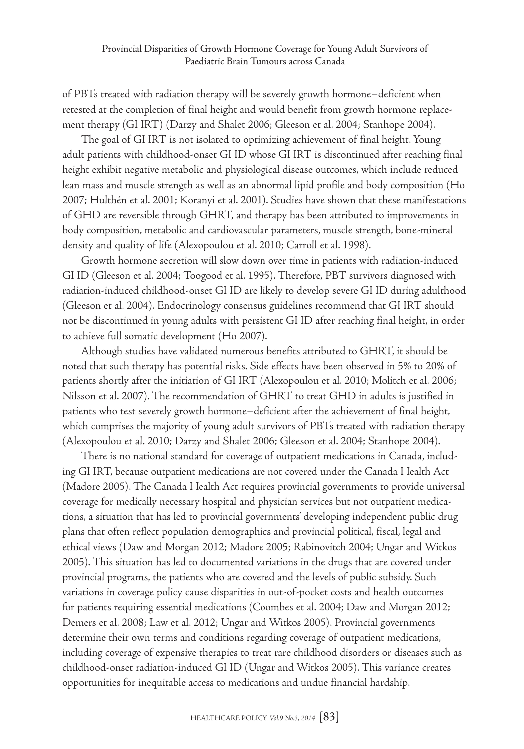of PBTs treated with radiation therapy will be severely growth hormone–deficient when retested at the completion of final height and would benefit from growth hormone replacement therapy (GHRT) (Darzy and Shalet 2006; Gleeson et al. 2004; Stanhope 2004).

The goal of GHRT is not isolated to optimizing achievement of final height. Young adult patients with childhood-onset GHD whose GHRT is discontinued after reaching final height exhibit negative metabolic and physiological disease outcomes, which include reduced lean mass and muscle strength as well as an abnormal lipid profile and body composition (Ho 2007; Hulthén et al. 2001; Koranyi et al. 2001). Studies have shown that these manifestations of GHD are reversible through GHRT, and therapy has been attributed to improvements in body composition, metabolic and cardiovascular parameters, muscle strength, bone-mineral density and quality of life (Alexopoulou et al. 2010; Carroll et al. 1998).

Growth hormone secretion will slow down over time in patients with radiation-induced GHD (Gleeson et al. 2004; Toogood et al. 1995). Therefore, PBT survivors diagnosed with radiation-induced childhood-onset GHD are likely to develop severe GHD during adulthood (Gleeson et al. 2004). Endocrinology consensus guidelines recommend that GHRT should not be discontinued in young adults with persistent GHD after reaching final height, in order to achieve full somatic development (Ho 2007).

Although studies have validated numerous benefits attributed to GHRT, it should be noted that such therapy has potential risks. Side effects have been observed in 5% to 20% of patients shortly after the initiation of GHRT (Alexopoulou et al. 2010; Molitch et al. 2006; Nilsson et al. 2007). The recommendation of GHRT to treat GHD in adults is justified in patients who test severely growth hormone–deficient after the achievement of final height, which comprises the majority of young adult survivors of PBTs treated with radiation therapy (Alexopoulou et al. 2010; Darzy and Shalet 2006; Gleeson et al. 2004; Stanhope 2004).

There is no national standard for coverage of outpatient medications in Canada, including GHRT, because outpatient medications are not covered under the Canada Health Act (Madore 2005). The Canada Health Act requires provincial governments to provide universal coverage for medically necessary hospital and physician services but not outpatient medications, a situation that has led to provincial governments' developing independent public drug plans that often reflect population demographics and provincial political, fiscal, legal and ethical views (Daw and Morgan 2012; Madore 2005; Rabinovitch 2004; Ungar and Witkos 2005). This situation has led to documented variations in the drugs that are covered under provincial programs, the patients who are covered and the levels of public subsidy. Such variations in coverage policy cause disparities in out-of-pocket costs and health outcomes for patients requiring essential medications (Coombes et al. 2004; Daw and Morgan 2012; Demers et al. 2008; Law et al. 2012; Ungar and Witkos 2005). Provincial governments determine their own terms and conditions regarding coverage of outpatient medications, including coverage of expensive therapies to treat rare childhood disorders or diseases such as childhood-onset radiation-induced GHD (Ungar and Witkos 2005). This variance creates opportunities for inequitable access to medications and undue financial hardship.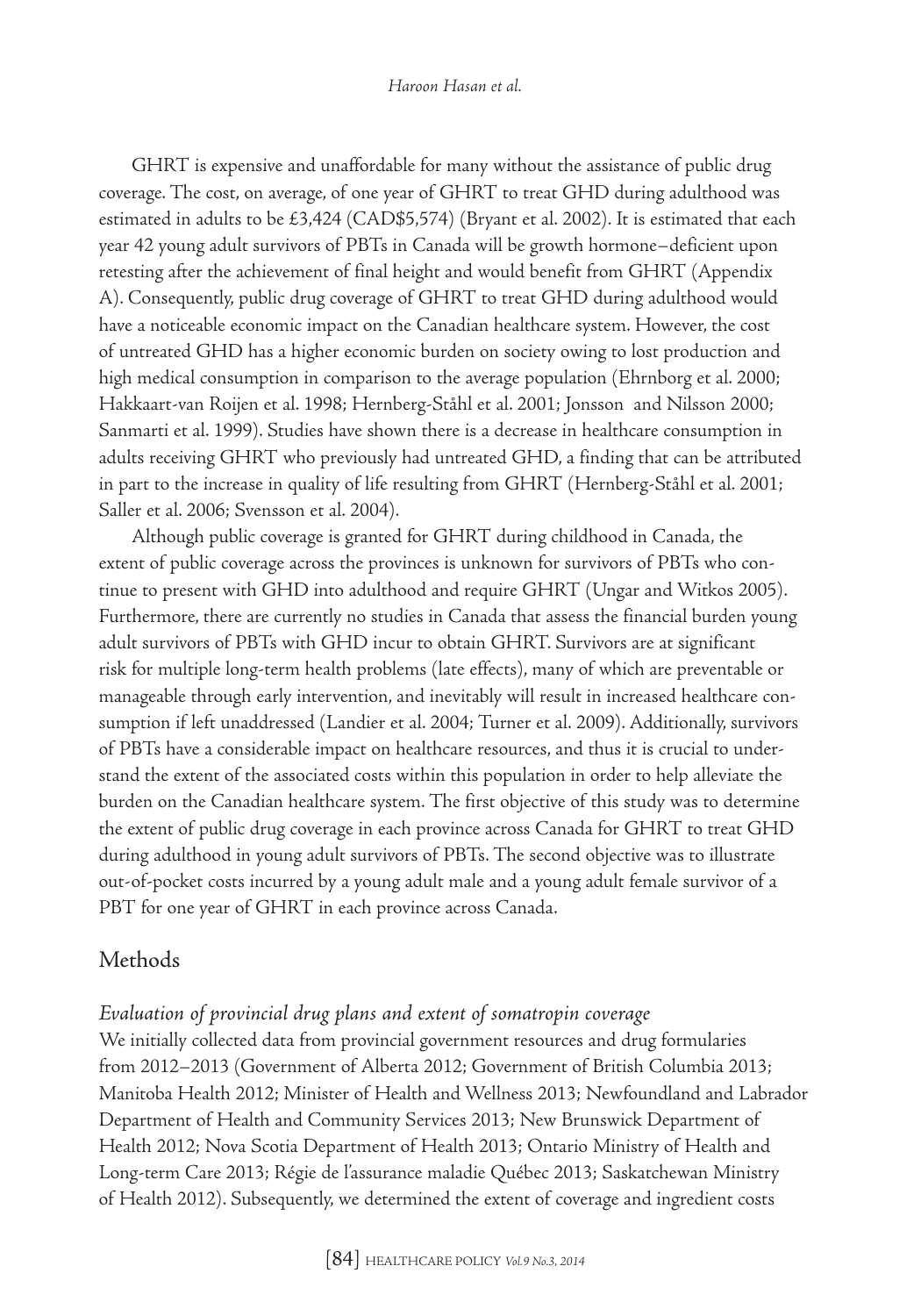GHRT is expensive and unaffordable for many without the assistance of public drug coverage. The cost, on average, of one year of GHRT to treat GHD during adulthood was estimated in adults to be £3,424 (CAD$5,574) (Bryant et al. 2002). It is estimated that each year 42 young adult survivors of PBTs in Canada will be growth hormone–deficient upon retesting after the achievement of final height and would benefit from GHRT (Appendix A). Consequently, public drug coverage of GHRT to treat GHD during adulthood would have a noticeable economic impact on the Canadian healthcare system. However, the cost of untreated GHD has a higher economic burden on society owing to lost production and high medical consumption in comparison to the average population (Ehrnborg et al. 2000; Hakkaart-van Roijen et al. 1998; Hernberg-Ståhl et al. 2001; Jonsson and Nilsson 2000; Sanmarti et al. 1999). Studies have shown there is a decrease in healthcare consumption in adults receiving GHRT who previously had untreated GHD, a finding that can be attributed in part to the increase in quality of life resulting from GHRT (Hernberg-Ståhl et al. 2001; Saller et al. 2006; Svensson et al. 2004).

Although public coverage is granted for GHRT during childhood in Canada, the extent of public coverage across the provinces is unknown for survivors of PBTs who continue to present with GHD into adulthood and require GHRT (Ungar and Witkos 2005). Furthermore, there are currently no studies in Canada that assess the financial burden young adult survivors of PBTs with GHD incur to obtain GHRT. Survivors are at significant risk for multiple long-term health problems (late effects), many of which are preventable or manageable through early intervention, and inevitably will result in increased healthcare consumption if left unaddressed (Landier et al. 2004; Turner et al. 2009). Additionally, survivors of PBTs have a considerable impact on healthcare resources, and thus it is crucial to understand the extent of the associated costs within this population in order to help alleviate the burden on the Canadian healthcare system. The first objective of this study was to determine the extent of public drug coverage in each province across Canada for GHRT to treat GHD during adulthood in young adult survivors of PBTs. The second objective was to illustrate out-of-pocket costs incurred by a young adult male and a young adult female survivor of a PBT for one year of GHRT in each province across Canada.

## Methods

### *Evaluation of provincial drug plans and extent of somatropin coverage*

We initially collected data from provincial government resources and drug formularies from 2012–2013 (Government of Alberta 2012; Government of British Columbia 2013; Manitoba Health 2012; Minister of Health and Wellness 2013; Newfoundland and Labrador Department of Health and Community Services 2013; New Brunswick Department of Health 2012; Nova Scotia Department of Health 2013; Ontario Ministry of Health and Long-term Care 2013; Régie de l'assurance maladie Québec 2013; Saskatchewan Ministry of Health 2012). Subsequently, we determined the extent of coverage and ingredient costs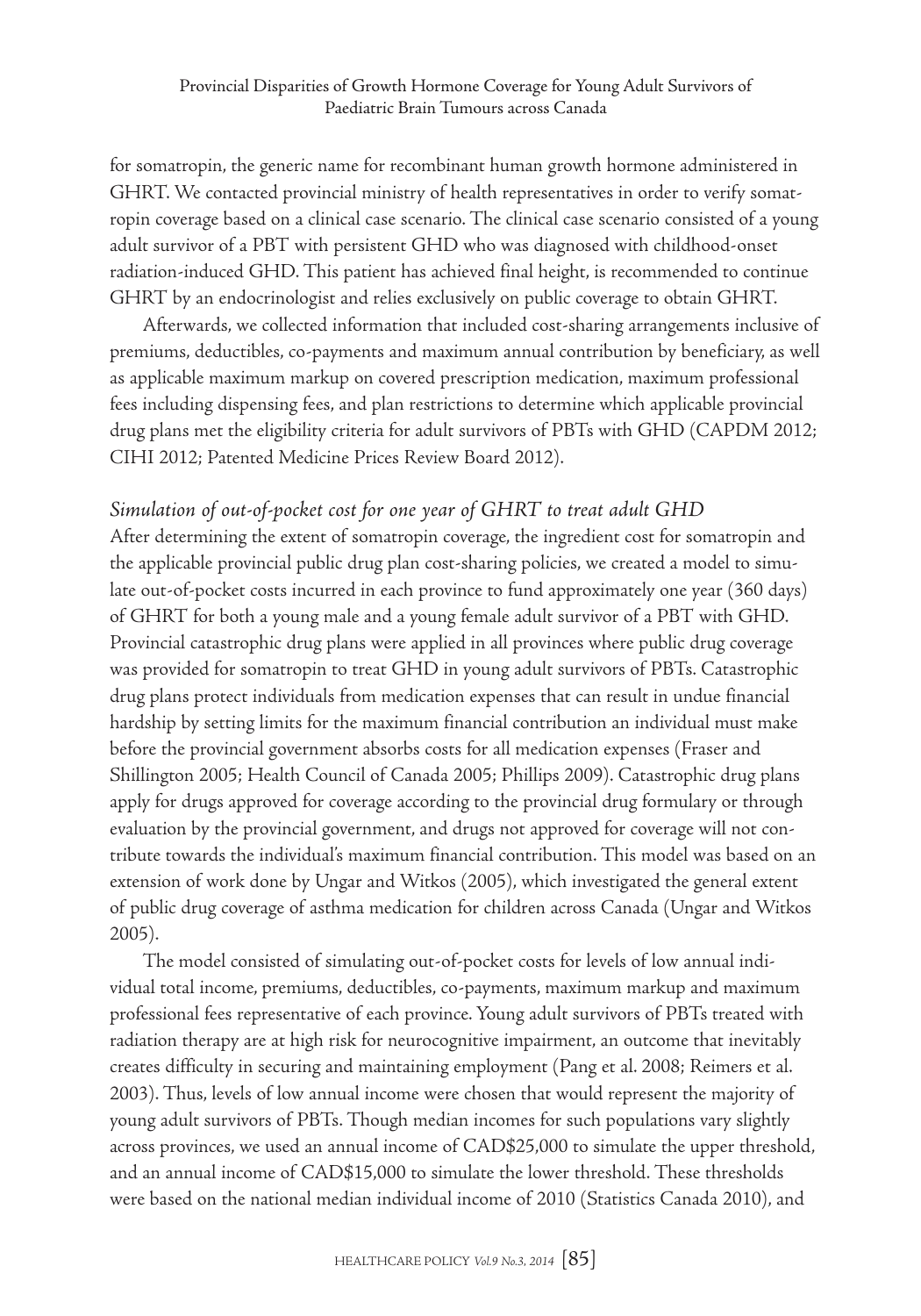for somatropin, the generic name for recombinant human growth hormone administered in GHRT. We contacted provincial ministry of health representatives in order to verify somatropin coverage based on a clinical case scenario. The clinical case scenario consisted of a young adult survivor of a PBT with persistent GHD who was diagnosed with childhood-onset radiation-induced GHD. This patient has achieved final height, is recommended to continue GHRT by an endocrinologist and relies exclusively on public coverage to obtain GHRT.

Afterwards, we collected information that included cost-sharing arrangements inclusive of premiums, deductibles, co-payments and maximum annual contribution by beneficiary, as well as applicable maximum markup on covered prescription medication, maximum professional fees including dispensing fees, and plan restrictions to determine which applicable provincial drug plans met the eligibility criteria for adult survivors of PBTs with GHD (CAPDM 2012; CIHI 2012; Patented Medicine Prices Review Board 2012).

### *Simulation of out-of-pocket cost for one year of GHRT to treat adult GHD*

After determining the extent of somatropin coverage, the ingredient cost for somatropin and the applicable provincial public drug plan cost-sharing policies, we created a model to simulate out-of-pocket costs incurred in each province to fund approximately one year (360 days) of GHRT for both a young male and a young female adult survivor of a PBT with GHD. Provincial catastrophic drug plans were applied in all provinces where public drug coverage was provided for somatropin to treat GHD in young adult survivors of PBTs. Catastrophic drug plans protect individuals from medication expenses that can result in undue financial hardship by setting limits for the maximum financial contribution an individual must make before the provincial government absorbs costs for all medication expenses (Fraser and Shillington 2005; Health Council of Canada 2005; Phillips 2009). Catastrophic drug plans apply for drugs approved for coverage according to the provincial drug formulary or through evaluation by the provincial government, and drugs not approved for coverage will not contribute towards the individual's maximum financial contribution. This model was based on an extension of work done by Ungar and Witkos (2005), which investigated the general extent of public drug coverage of asthma medication for children across Canada (Ungar and Witkos 2005).

The model consisted of simulating out-of-pocket costs for levels of low annual individual total income, premiums, deductibles, co-payments, maximum markup and maximum professional fees representative of each province. Young adult survivors of PBTs treated with radiation therapy are at high risk for neurocognitive impairment, an outcome that inevitably creates difficulty in securing and maintaining employment (Pang et al. 2008; Reimers et al. 2003). Thus, levels of low annual income were chosen that would represent the majority of young adult survivors of PBTs. Though median incomes for such populations vary slightly across provinces, we used an annual income of CAD$25,000 to simulate the upper threshold, and an annual income of CAD$15,000 to simulate the lower threshold. These thresholds were based on the national median individual income of 2010 (Statistics Canada 2010), and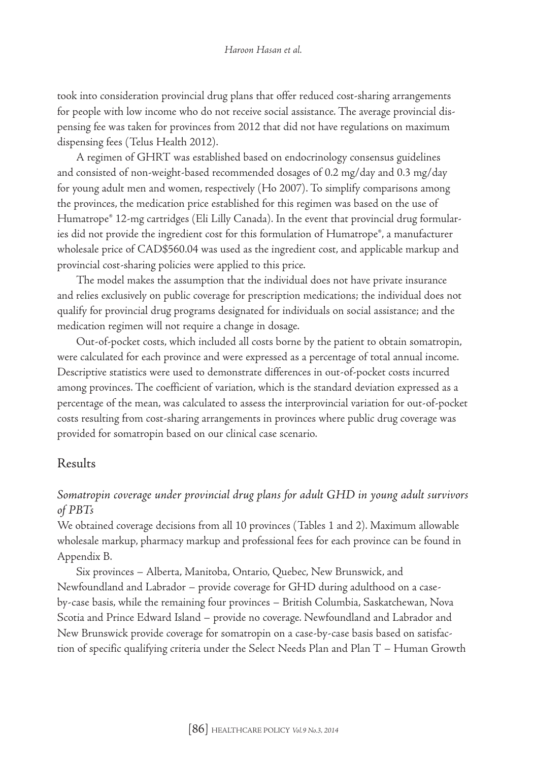took into consideration provincial drug plans that offer reduced cost-sharing arrangements for people with low income who do not receive social assistance. The average provincial dispensing fee was taken for provinces from 2012 that did not have regulations on maximum dispensing fees (Telus Health 2012).

A regimen of GHRT was established based on endocrinology consensus guidelines and consisted of non-weight-based recommended dosages of 0.2 mg/day and 0.3 mg/day for young adult men and women, respectively (Ho 2007). To simplify comparisons among the provinces, the medication price established for this regimen was based on the use of Humatrope® 12-mg cartridges (Eli Lilly Canada). In the event that provincial drug formularies did not provide the ingredient cost for this formulation of Humatrope®, a manufacturer wholesale price of CAD$560.04 was used as the ingredient cost, and applicable markup and provincial cost-sharing policies were applied to this price.

The model makes the assumption that the individual does not have private insurance and relies exclusively on public coverage for prescription medications; the individual does not qualify for provincial drug programs designated for individuals on social assistance; and the medication regimen will not require a change in dosage.

Out-of-pocket costs, which included all costs borne by the patient to obtain somatropin, were calculated for each province and were expressed as a percentage of total annual income. Descriptive statistics were used to demonstrate differences in out-of-pocket costs incurred among provinces. The coefficient of variation, which is the standard deviation expressed as a percentage of the mean, was calculated to assess the interprovincial variation for out-of-pocket costs resulting from cost-sharing arrangements in provinces where public drug coverage was provided for somatropin based on our clinical case scenario.

## Results

### *Somatropin coverage under provincial drug plans for adult GHD in young adult survivors of PBTs*

We obtained coverage decisions from all 10 provinces (Tables 1 and 2). Maximum allowable wholesale markup, pharmacy markup and professional fees for each province can be found in Appendix B.

Six provinces – Alberta, Manitoba, Ontario, Quebec, New Brunswick, and Newfoundland and Labrador – provide coverage for GHD during adulthood on a case-by-case basis, while the remaining four provinces – British Columbia, Saskatchewan, Nova Scotia and Prince Edward Island – provide no coverage. Newfoundland and Labrador and New Brunswick provide coverage for somatropin on a case-by-case basis based on satisfaction of specific qualifying criteria under the Select Needs Plan and Plan T – Human Growth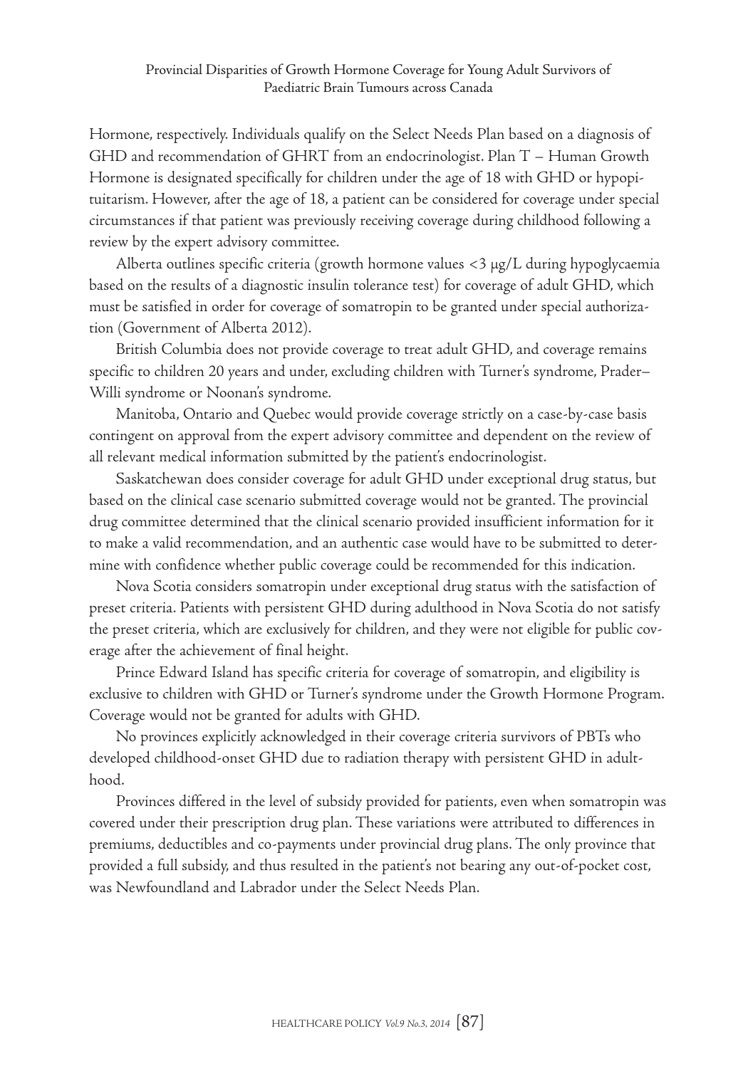Hormone, respectively. Individuals qualify on the Select Needs Plan based on a diagnosis of GHD and recommendation of GHRT from an endocrinologist. Plan T – Human Growth Hormone is designated specifically for children under the age of 18 with GHD or hypopituitarism. However, after the age of 18, a patient can be considered for coverage under special circumstances if that patient was previously receiving coverage during childhood following a review by the expert advisory committee.

Alberta outlines specific criteria (growth hormone values <3 μg/L during hypoglycaemia based on the results of a diagnostic insulin tolerance test) for coverage of adult GHD, which must be satisfied in order for coverage of somatropin to be granted under special authorization (Government of Alberta 2012).

British Columbia does not provide coverage to treat adult GHD, and coverage remains specific to children 20 years and under, excluding children with Turner's syndrome, Prader–Willi syndrome or Noonan's syndrome.

Manitoba, Ontario and Quebec would provide coverage strictly on a case-by-case basis contingent on approval from the expert advisory committee and dependent on the review of all relevant medical information submitted by the patient's endocrinologist.

Saskatchewan does consider coverage for adult GHD under exceptional drug status, but based on the clinical case scenario submitted coverage would not be granted. The provincial drug committee determined that the clinical scenario provided insufficient information for it to make a valid recommendation, and an authentic case would have to be submitted to determine with confidence whether public coverage could be recommended for this indication.

Nova Scotia considers somatropin under exceptional drug status with the satisfaction of preset criteria. Patients with persistent GHD during adulthood in Nova Scotia do not satisfy the preset criteria, which are exclusively for children, and they were not eligible for public coverage after the achievement of final height.

Prince Edward Island has specific criteria for coverage of somatropin, and eligibility is exclusive to children with GHD or Turner's syndrome under the Growth Hormone Program. Coverage would not be granted for adults with GHD.

No provinces explicitly acknowledged in their coverage criteria survivors of PBTs who developed childhood-onset GHD due to radiation therapy with persistent GHD in adulthood.

Provinces differed in the level of subsidy provided for patients, even when somatropin was covered under their prescription drug plan. These variations were attributed to differences in premiums, deductibles and co-payments under provincial drug plans. The only province that provided a full subsidy, and thus resulted in the patient's not bearing any out-of-pocket cost, was Newfoundland and Labrador under the Select Needs Plan.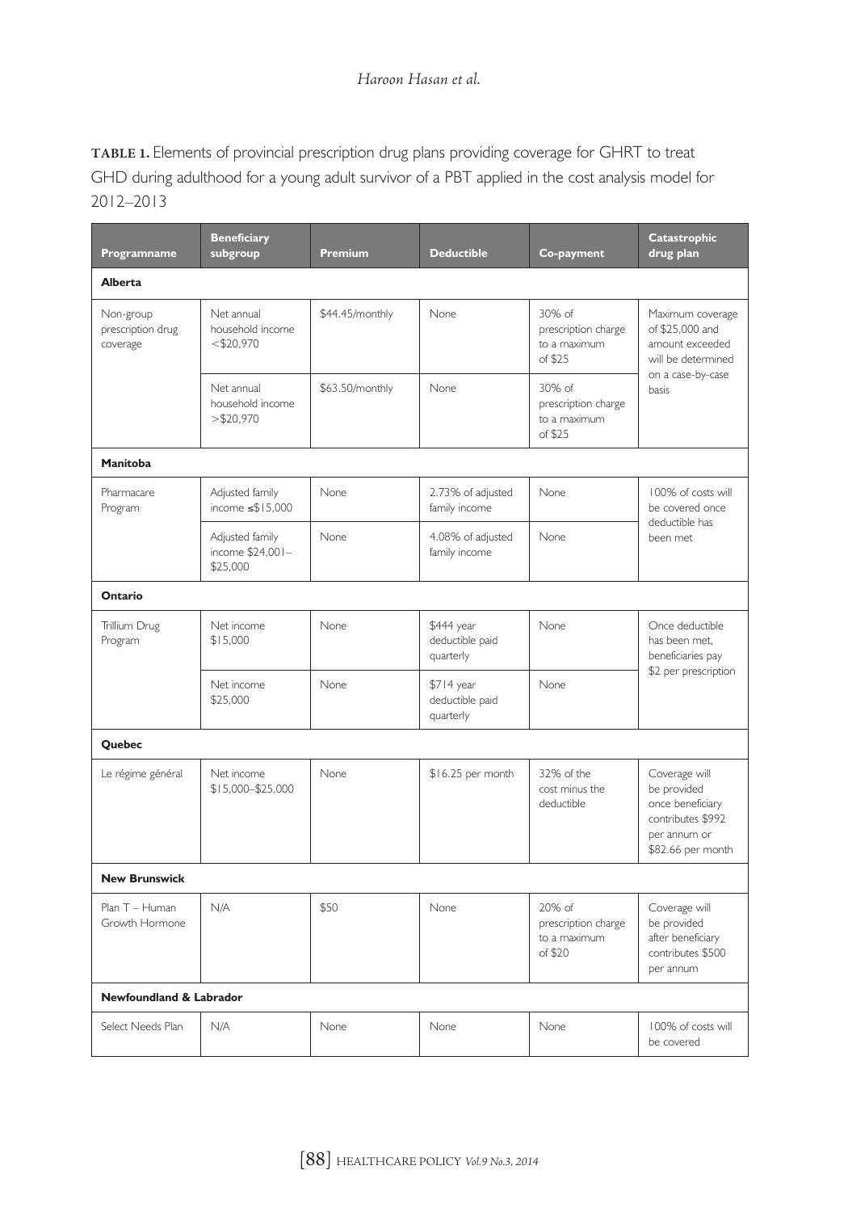**TABLE 1.** Elements of provincial prescription drug plans providing coverage for GHRT to treat GHD during adulthood for a young adult survivor of a PBT applied in the cost analysis model for 2012–2013

| Programname | Beneficiary subgroup | Premium | Deductible | Co-payment | Catastrophic drug plan |
|---|---|---|---|---|---|
| **Alberta** | | | | | |
| Non-group prescription drug coverage | Net annual household income <$20,970 | $44.45/monthly | None | 30% of prescription charge to a maximum of $25 | Maximum coverage of $25,000 and amount exceeded will be determined on a case-by-case basis |
| | Net annual household income >$20,970 | $63.50/monthly | None | 30% of prescription charge to a maximum of $25 | |
| **Manitoba** | | | | | |
| Pharmacare Program | Adjusted family income ≤$15,000 | None | 2.73% of adjusted family income | None | 100% of costs will be covered once deductible has been met |
| | Adjusted family income $24,001–$25,000 | None | 4.08% of adjusted family income | None | |
| **Ontario** | | | | | |
| Trillium Drug Program | Net income $15,000 | None | $444 year deductible paid quarterly | None | Once deductible has been met, beneficiaries pay $2 per prescription |
| | Net income $25,000 | None | $714 year deductible paid quarterly | None | |
| **Quebec** | | | | | |
| Le régime général | Net income $15,000–$25,000 | None | $16.25 per month | 32% of the cost minus the deductible | Coverage will be provided once beneficiary contributes $992 per annum or $82.66 per month |
| **New Brunswick** | | | | | |
| Plan T – Human Growth Hormone | N/A | $50 | None | 20% of prescription charge to a maximum of $20 | Coverage will be provided after beneficiary contributes $500 per annum |
| **Newfoundland & Labrador** | | | | | |
| Select Needs Plan | N/A | None | None | None | 100% of costs will be covered |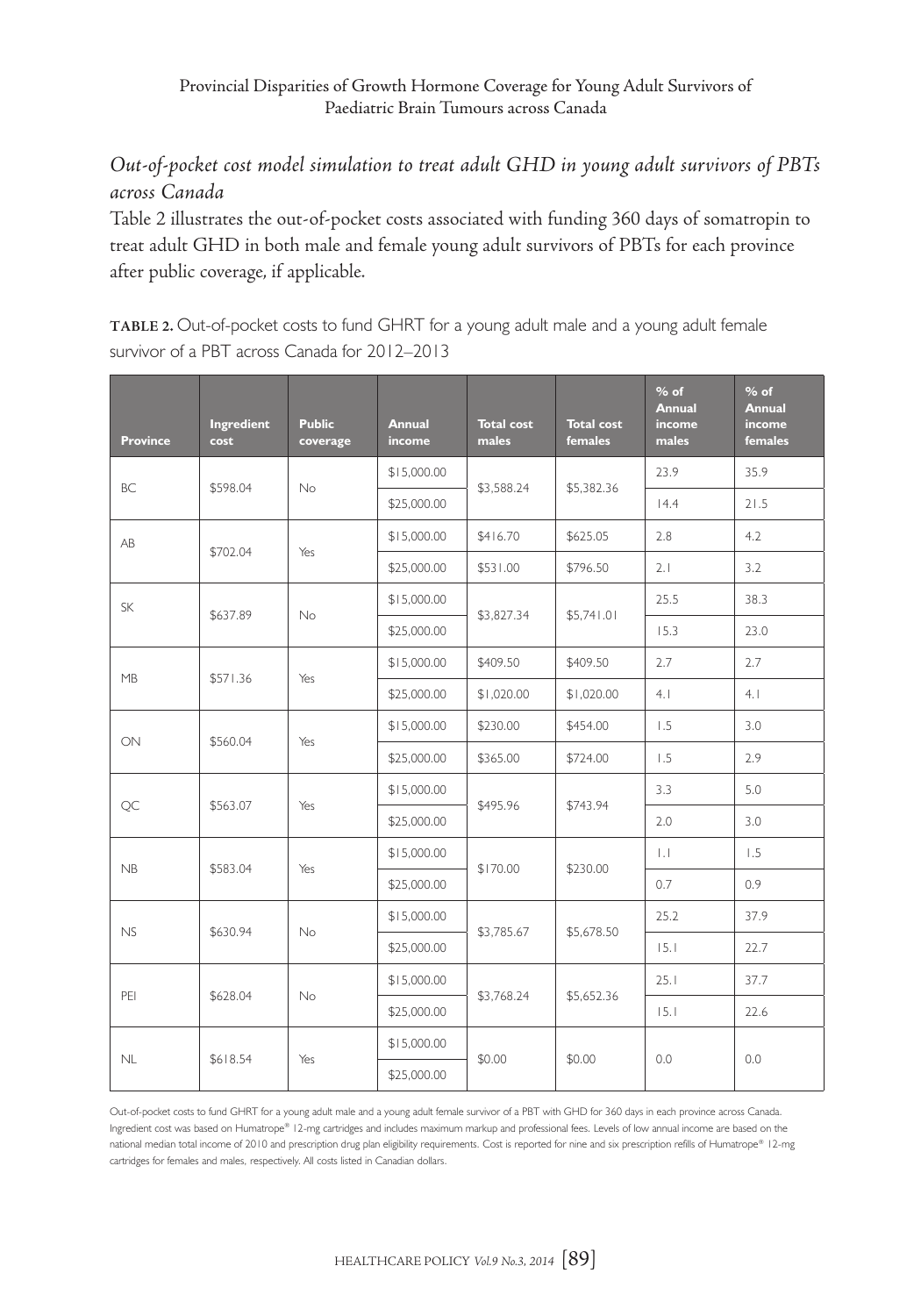## *Out-of-pocket cost model simulation to treat adult GHD in young adult survivors of PBTs across Canada*

Table 2 illustrates the out-of-pocket costs associated with funding 360 days of somatropin to treat adult GHD in both male and female young adult survivors of PBTs for each province after public coverage, if applicable.

**TABLE 2.** Out-of-pocket costs to fund GHRT for a young adult male and a young adult female survivor of a PBT across Canada for 2012–2013

| Province | Ingredient cost | Public coverage | Annual income | Total cost males | Total cost females | % of Annual income males | % of Annual income females |
|---|---|---|---|---|---|---|---|
| BC | $598.04 | No | $15,000.00 | $3,588.24 | $5,382.36 | 23.9 | 35.9 |
| | | | $25,000.00 | | | 14.4 | 21.5 |
| AB | $702.04 | Yes | $15,000.00 | $416.70 | $625.05 | 2.8 | 4.2 |
| | | | $25,000.00 | $531.00 | $796.50 | 2.1 | 3.2 |
| SK | $637.89 | No | $15,000.00 | $3,827.34 | $5,741.01 | 25.5 | 38.3 |
| | | | $25,000.00 | | | 15.3 | 23.0 |
| MB | $571.36 | Yes | $15,000.00 | $409.50 | $409.50 | 2.7 | 2.7 |
| | | | $25,000.00 | $1,020.00 | $1,020.00 | 4.1 | 4.1 |
| ON | $560.04 | Yes | $15,000.00 | $230.00 | $454.00 | 1.5 | 3.0 |
| | | | $25,000.00 | $365.00 | $724.00 | 1.5 | 2.9 |
| QC | $563.07 | Yes | $15,000.00 | $495.96 | $743.94 | 3.3 | 5.0 |
| | | | $25,000.00 | | | 2.0 | 3.0 |
| NB | $583.04 | Yes | $15,000.00 | $170.00 | $230.00 | 1.1 | 1.5 |
| | | | $25,000.00 | | | 0.7 | 0.9 |
| NS | $630.94 | No | $15,000.00 | $3,785.67 | $5,678.50 | 25.2 | 37.9 |
| | | | $25,000.00 | | | 15.1 | 22.7 |
| PEI | $628.04 | No | $15,000.00 | $3,768.24 | $5,652.36 | 25.1 | 37.7 |
| | | | $25,000.00 | | | 15.1 | 22.6 |
| NL | $618.54 | Yes | $15,000.00 | $0.00 | $0.00 | 0.0 | 0.0 |
| | | | $25,000.00 | | | | |

Out-of-pocket costs to fund GHRT for a young adult male and a young adult female survivor of a PBT with GHD for 360 days in each province across Canada. Ingredient cost was based on Humatrope® 12-mg cartridges and includes maximum markup and professional fees. Levels of low annual income are based on the national median total income of 2010 and prescription drug plan eligibility requirements. Cost is reported for nine and six prescription refills of Humatrope® 12-mg cartridges for females and males, respectively. All costs listed in Canadian dollars.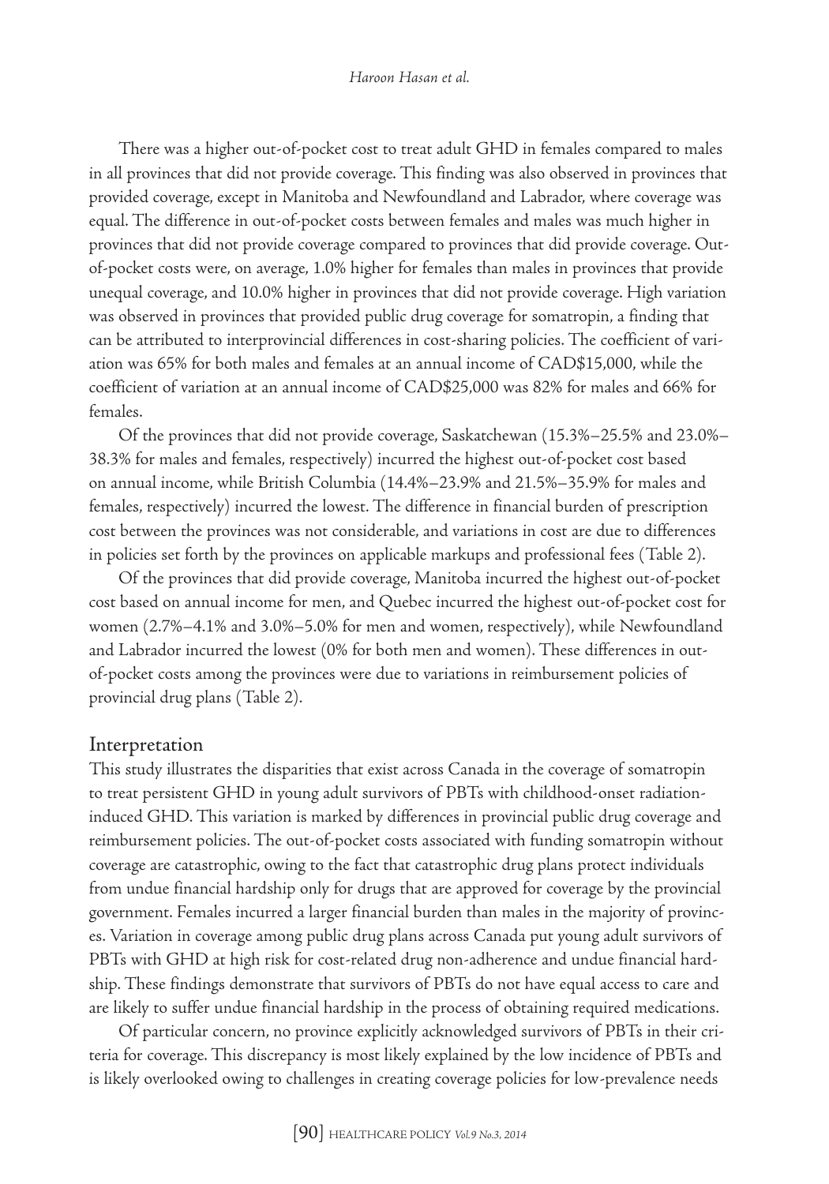There was a higher out-of-pocket cost to treat adult GHD in females compared to males in all provinces that did not provide coverage. This finding was also observed in provinces that provided coverage, except in Manitoba and Newfoundland and Labrador, where coverage was equal. The difference in out-of-pocket costs between females and males was much higher in provinces that did not provide coverage compared to provinces that did provide coverage. Out-of-pocket costs were, on average, 1.0% higher for females than males in provinces that provide unequal coverage, and 10.0% higher in provinces that did not provide coverage. High variation was observed in provinces that provided public drug coverage for somatropin, a finding that can be attributed to interprovincial differences in cost-sharing policies. The coefficient of variation was 65% for both males and females at an annual income of CAD$15,000, while the coefficient of variation at an annual income of CAD$25,000 was 82% for males and 66% for females.

Of the provinces that did not provide coverage, Saskatchewan (15.3%–25.5% and 23.0%–38.3% for males and females, respectively) incurred the highest out-of-pocket cost based on annual income, while British Columbia (14.4%–23.9% and 21.5%–35.9% for males and females, respectively) incurred the lowest. The difference in financial burden of prescription cost between the provinces was not considerable, and variations in cost are due to differences in policies set forth by the provinces on applicable markups and professional fees (Table 2).

Of the provinces that did provide coverage, Manitoba incurred the highest out-of-pocket cost based on annual income for men, and Quebec incurred the highest out-of-pocket cost for women (2.7%–4.1% and 3.0%–5.0% for men and women, respectively), while Newfoundland and Labrador incurred the lowest (0% for both men and women). These differences in out-of-pocket costs among the provinces were due to variations in reimbursement policies of provincial drug plans (Table 2).

## Interpretation

This study illustrates the disparities that exist across Canada in the coverage of somatropin to treat persistent GHD in young adult survivors of PBTs with childhood-onset radiation-induced GHD. This variation is marked by differences in provincial public drug coverage and reimbursement policies. The out-of-pocket costs associated with funding somatropin without coverage are catastrophic, owing to the fact that catastrophic drug plans protect individuals from undue financial hardship only for drugs that are approved for coverage by the provincial government. Females incurred a larger financial burden than males in the majority of provinces. Variation in coverage among public drug plans across Canada put young adult survivors of PBTs with GHD at high risk for cost-related drug non-adherence and undue financial hardship. These findings demonstrate that survivors of PBTs do not have equal access to care and are likely to suffer undue financial hardship in the process of obtaining required medications.

Of particular concern, no province explicitly acknowledged survivors of PBTs in their criteria for coverage. This discrepancy is most likely explained by the low incidence of PBTs and is likely overlooked owing to challenges in creating coverage policies for low-prevalence needs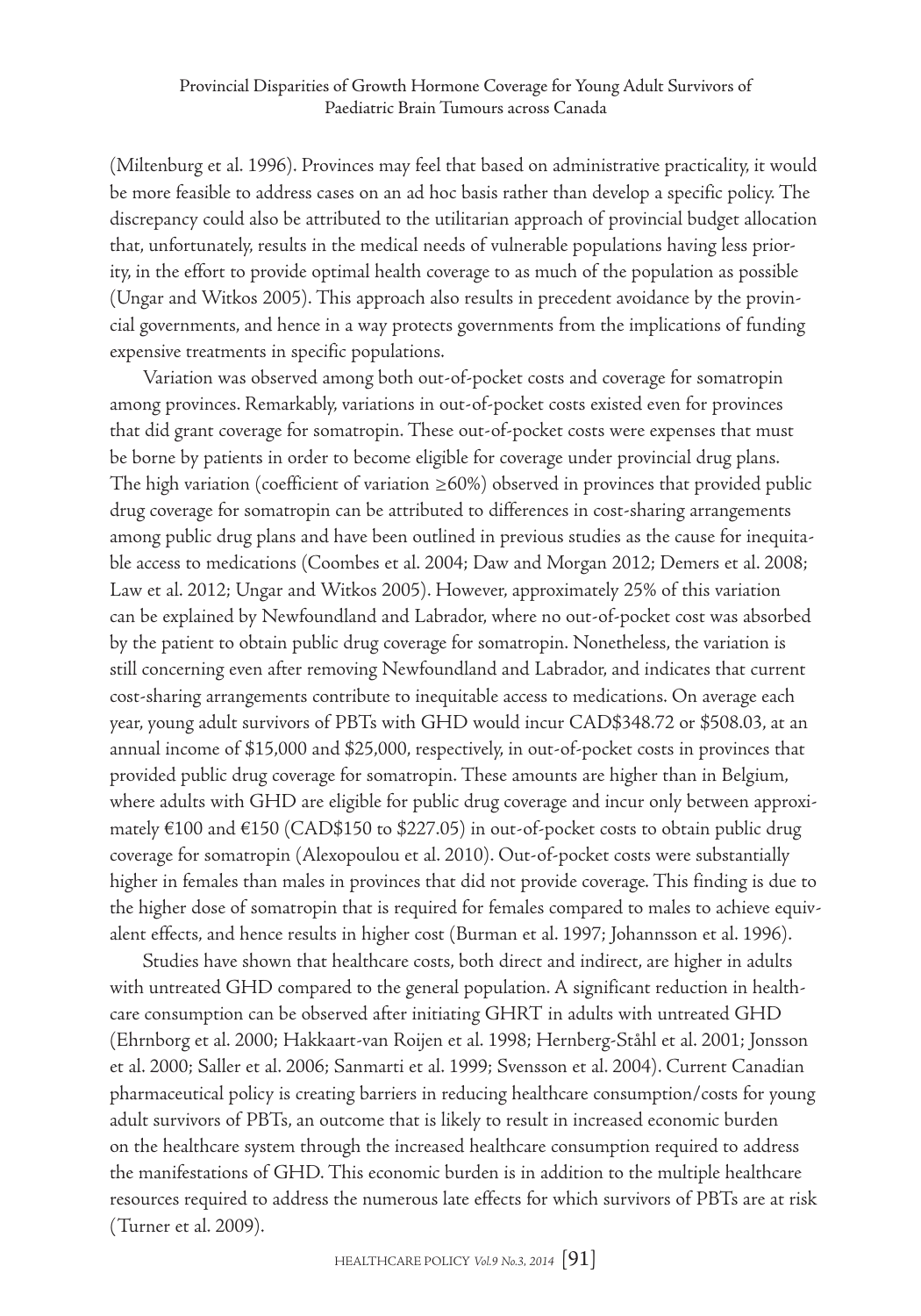(Miltenburg et al. 1996). Provinces may feel that based on administrative practicality, it would be more feasible to address cases on an ad hoc basis rather than develop a specific policy. The discrepancy could also be attributed to the utilitarian approach of provincial budget allocation that, unfortunately, results in the medical needs of vulnerable populations having less priority, in the effort to provide optimal health coverage to as much of the population as possible (Ungar and Witkos 2005). This approach also results in precedent avoidance by the provincial governments, and hence in a way protects governments from the implications of funding expensive treatments in specific populations.

Variation was observed among both out-of-pocket costs and coverage for somatropin among provinces. Remarkably, variations in out-of-pocket costs existed even for provinces that did grant coverage for somatropin. These out-of-pocket costs were expenses that must be borne by patients in order to become eligible for coverage under provincial drug plans. The high variation (coefficient of variation ≥60%) observed in provinces that provided public drug coverage for somatropin can be attributed to differences in cost-sharing arrangements among public drug plans and have been outlined in previous studies as the cause for inequitable access to medications (Coombes et al. 2004; Daw and Morgan 2012; Demers et al. 2008; Law et al. 2012; Ungar and Witkos 2005). However, approximately 25% of this variation can be explained by Newfoundland and Labrador, where no out-of-pocket cost was absorbed by the patient to obtain public drug coverage for somatropin. Nonetheless, the variation is still concerning even after removing Newfoundland and Labrador, and indicates that current cost-sharing arrangements contribute to inequitable access to medications. On average each year, young adult survivors of PBTs with GHD would incur CAD$348.72 or $508.03, at an annual income of $15,000 and $25,000, respectively, in out-of-pocket costs in provinces that provided public drug coverage for somatropin. These amounts are higher than in Belgium, where adults with GHD are eligible for public drug coverage and incur only between approximately €100 and €150 (CAD$150 to $227.05) in out-of-pocket costs to obtain public drug coverage for somatropin (Alexopoulou et al. 2010). Out-of-pocket costs were substantially higher in females than males in provinces that did not provide coverage. This finding is due to the higher dose of somatropin that is required for females compared to males to achieve equivalent effects, and hence results in higher cost (Burman et al. 1997; Johannsson et al. 1996).

Studies have shown that healthcare costs, both direct and indirect, are higher in adults with untreated GHD compared to the general population. A significant reduction in healthcare consumption can be observed after initiating GHRT in adults with untreated GHD (Ehrnborg et al. 2000; Hakkaart-van Roijen et al. 1998; Hernberg-Ståhl et al. 2001; Jonsson et al. 2000; Saller et al. 2006; Sanmarti et al. 1999; Svensson et al. 2004). Current Canadian pharmaceutical policy is creating barriers in reducing healthcare consumption/costs for young adult survivors of PBTs, an outcome that is likely to result in increased economic burden on the healthcare system through the increased healthcare consumption required to address the manifestations of GHD. This economic burden is in addition to the multiple healthcare resources required to address the numerous late effects for which survivors of PBTs are at risk (Turner et al. 2009).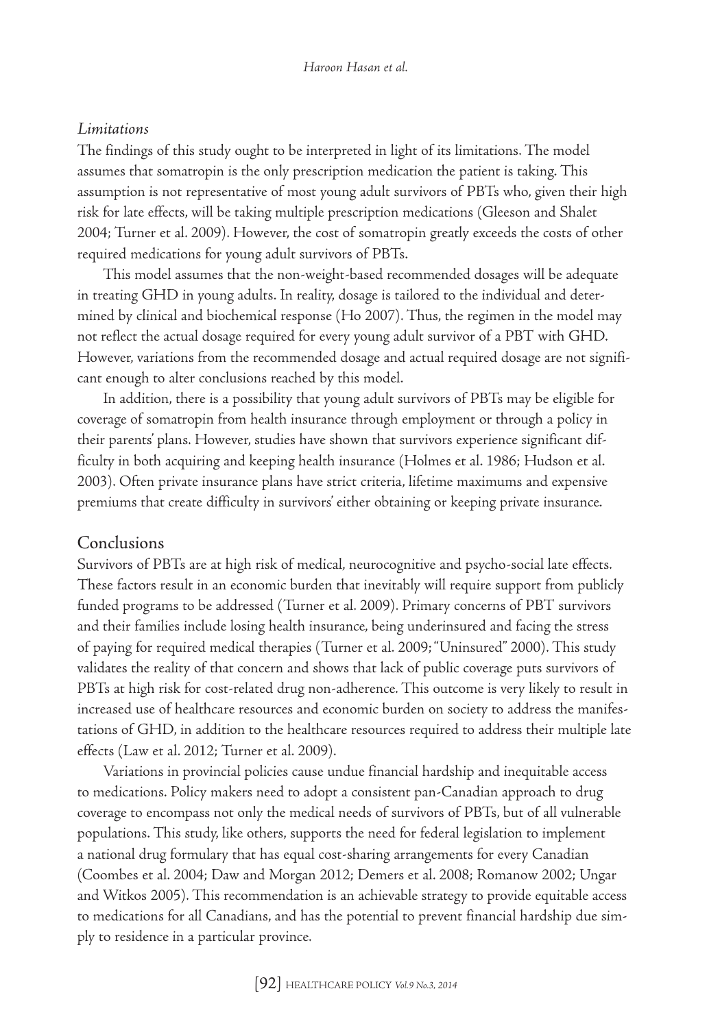*Limitations*

The findings of this study ought to be interpreted in light of its limitations. The model assumes that somatropin is the only prescription medication the patient is taking. This assumption is not representative of most young adult survivors of PBTs who, given their high risk for late effects, will be taking multiple prescription medications (Gleeson and Shalet 2004; Turner et al. 2009). However, the cost of somatropin greatly exceeds the costs of other required medications for young adult survivors of PBTs.

This model assumes that the non-weight-based recommended dosages will be adequate in treating GHD in young adults. In reality, dosage is tailored to the individual and determined by clinical and biochemical response (Ho 2007). Thus, the regimen in the model may not reflect the actual dosage required for every young adult survivor of a PBT with GHD. However, variations from the recommended dosage and actual required dosage are not significant enough to alter conclusions reached by this model.

In addition, there is a possibility that young adult survivors of PBTs may be eligible for coverage of somatropin from health insurance through employment or through a policy in their parents' plans. However, studies have shown that survivors experience significant difficulty in both acquiring and keeping health insurance (Holmes et al. 1986; Hudson et al. 2003). Often private insurance plans have strict criteria, lifetime maximums and expensive premiums that create difficulty in survivors' either obtaining or keeping private insurance.

## Conclusions

Survivors of PBTs are at high risk of medical, neurocognitive and psycho-social late effects. These factors result in an economic burden that inevitably will require support from publicly funded programs to be addressed (Turner et al. 2009). Primary concerns of PBT survivors and their families include losing health insurance, being underinsured and facing the stress of paying for required medical therapies (Turner et al. 2009; "Uninsured" 2000). This study validates the reality of that concern and shows that lack of public coverage puts survivors of PBTs at high risk for cost-related drug non-adherence. This outcome is very likely to result in increased use of healthcare resources and economic burden on society to address the manifestations of GHD, in addition to the healthcare resources required to address their multiple late effects (Law et al. 2012; Turner et al. 2009).

Variations in provincial policies cause undue financial hardship and inequitable access to medications. Policy makers need to adopt a consistent pan-Canadian approach to drug coverage to encompass not only the medical needs of survivors of PBTs, but of all vulnerable populations. This study, like others, supports the need for federal legislation to implement a national drug formulary that has equal cost-sharing arrangements for every Canadian (Coombes et al. 2004; Daw and Morgan 2012; Demers et al. 2008; Romanow 2002; Ungar and Witkos 2005). This recommendation is an achievable strategy to provide equitable access to medications for all Canadians, and has the potential to prevent financial hardship due simply to residence in a particular province.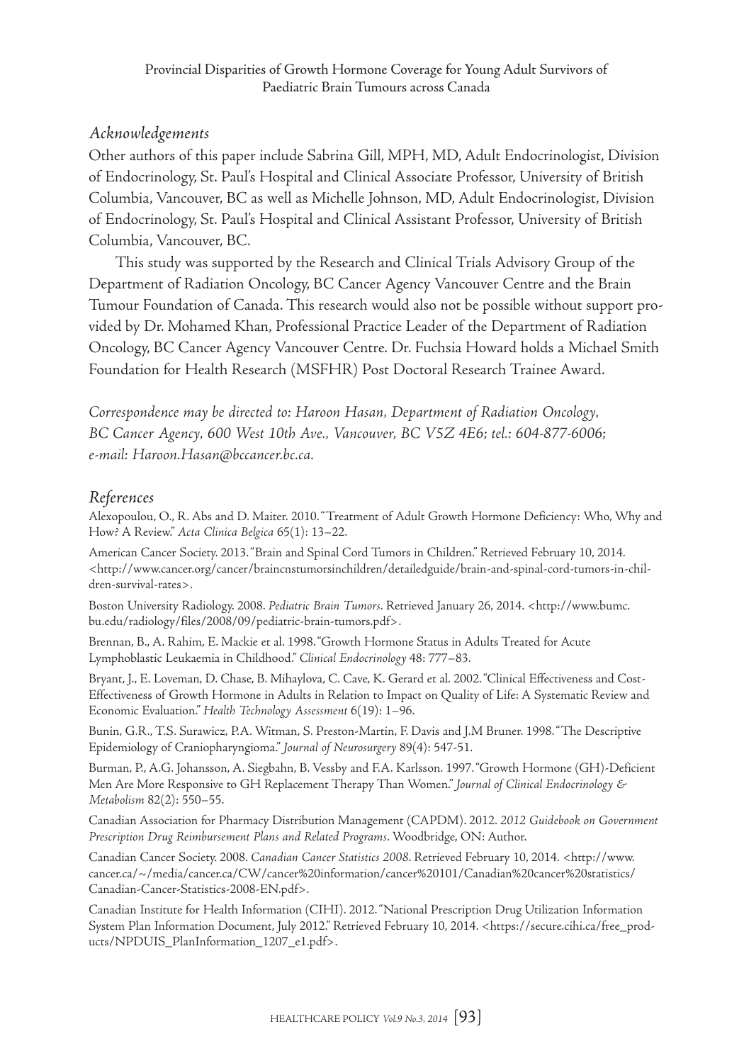## *Acknowledgements*

Other authors of this paper include Sabrina Gill, MPH, MD, Adult Endocrinologist, Division of Endocrinology, St. Paul's Hospital and Clinical Associate Professor, University of British Columbia, Vancouver, BC as well as Michelle Johnson, MD, Adult Endocrinologist, Division of Endocrinology, St. Paul's Hospital and Clinical Assistant Professor, University of British Columbia, Vancouver, BC.

This study was supported by the Research and Clinical Trials Advisory Group of the Department of Radiation Oncology, BC Cancer Agency Vancouver Centre and the Brain Tumour Foundation of Canada. This research would also not be possible without support provided by Dr. Mohamed Khan, Professional Practice Leader of the Department of Radiation Oncology, BC Cancer Agency Vancouver Centre. Dr. Fuchsia Howard holds a Michael Smith Foundation for Health Research (MSFHR) Post Doctoral Research Trainee Award.

*Correspondence may be directed to: Haroon Hasan, Department of Radiation Oncology, BC Cancer Agency, 600 West 10th Ave., Vancouver, BC V5Z 4E6; tel.: 604-877-6006; e-mail: Haroon.Hasan@bccancer.bc.ca.*

## *References*

Alexopoulou, O., R. Abs and D. Maiter. 2010. "Treatment of Adult Growth Hormone Deficiency: Who, Why and How? A Review." *Acta Clinica Belgica* 65(1): 13–22.

American Cancer Society. 2013. "Brain and Spinal Cord Tumors in Children." Retrieved February 10, 2014. <http://www.cancer.org/cancer/braincnstumorsinchildren/detailedguide/brain-and-spinal-cord-tumors-in-children-survival-rates>.

Boston University Radiology. 2008. *Pediatric Brain Tumors*. Retrieved January 26, 2014. <http://www.bumc.bu.edu/radiology/files/2008/09/pediatric-brain-tumors.pdf>.

Brennan, B., A. Rahim, E. Mackie et al. 1998. "Growth Hormone Status in Adults Treated for Acute Lymphoblastic Leukaemia in Childhood." *Clinical Endocrinology* 48: 777–83.

Bryant, J., E. Loveman, D. Chase, B. Mihaylova, C. Cave, K. Gerard et al. 2002. "Clinical Effectiveness and Cost-Effectiveness of Growth Hormone in Adults in Relation to Impact on Quality of Life: A Systematic Review and Economic Evaluation." *Health Technology Assessment* 6(19): 1–96.

Bunin, G.R., T.S. Surawicz, P.A. Witman, S. Preston-Martin, F. Davis and J.M Bruner. 1998. "The Descriptive Epidemiology of Craniopharyngioma." *Journal of Neurosurgery* 89(4): 547-51.

Burman, P., A.G. Johansson, A. Siegbahn, B. Vessby and F.A. Karlsson. 1997. "Growth Hormone (GH)-Deficient Men Are More Responsive to GH Replacement Therapy Than Women." *Journal of Clinical Endocrinology & Metabolism* 82(2): 550–55.

Canadian Association for Pharmacy Distribution Management (CAPDM). 2012. *2012 Guidebook on Government Prescription Drug Reimbursement Plans and Related Programs*. Woodbridge, ON: Author.

Canadian Cancer Society. 2008. *Canadian Cancer Statistics 2008*. Retrieved February 10, 2014. <http://www.cancer.ca/~/media/cancer.ca/CW/cancer%20information/cancer%20101/Canadian%20cancer%20statistics/Canadian-Cancer-Statistics-2008-EN.pdf>.

Canadian Institute for Health Information (CIHI). 2012. "National Prescription Drug Utilization Information System Plan Information Document, July 2012." Retrieved February 10, 2014. <https://secure.cihi.ca/free_products/NPDUIS_PlanInformation_1207_e1.pdf>.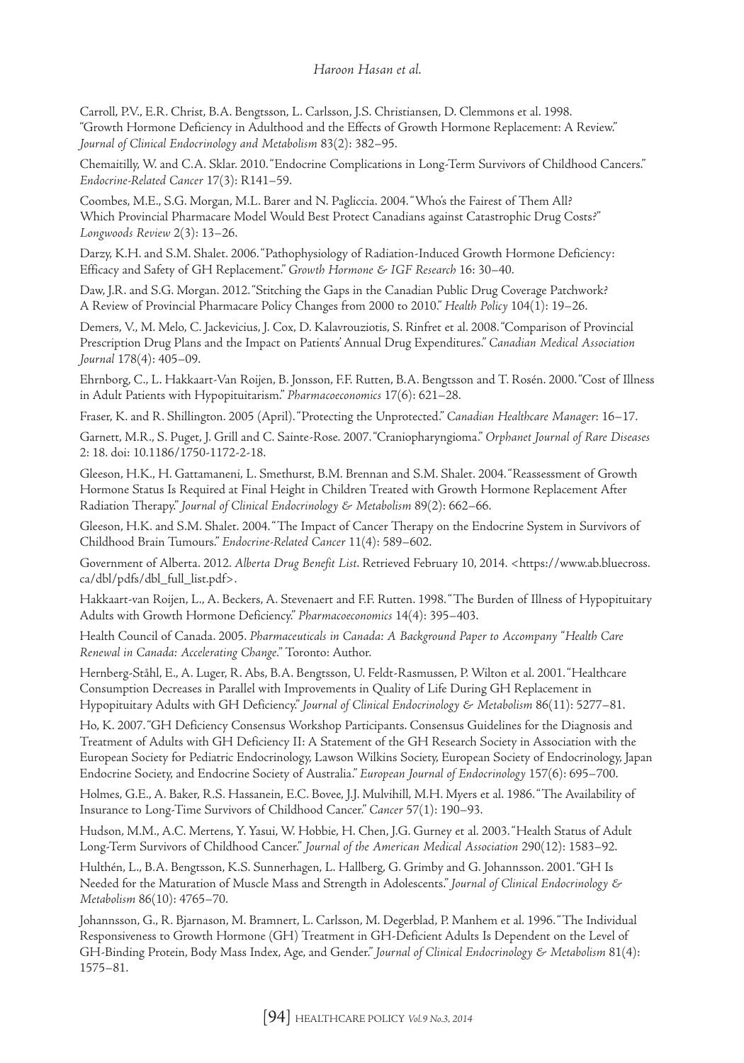Carroll, P.V., E.R. Christ, B.A. Bengtsson, L. Carlsson, J.S. Christiansen, D. Clemmons et al. 1998. "Growth Hormone Deficiency in Adulthood and the Effects of Growth Hormone Replacement: A Review." *Journal of Clinical Endocrinology and Metabolism* 83(2): 382–95.

Chemaitilly, W. and C.A. Sklar. 2010. "Endocrine Complications in Long-Term Survivors of Childhood Cancers." *Endocrine-Related Cancer* 17(3): R141–59.

Coombes, M.E., S.G. Morgan, M.L. Barer and N. Pagliccia. 2004. "Who's the Fairest of Them All? Which Provincial Pharmacare Model Would Best Protect Canadians against Catastrophic Drug Costs?" *Longwoods Review* 2(3): 13–26.

Darzy, K.H. and S.M. Shalet. 2006. "Pathophysiology of Radiation-Induced Growth Hormone Deficiency: Efficacy and Safety of GH Replacement." *Growth Hormone & IGF Research* 16: 30–40.

Daw, J.R. and S.G. Morgan. 2012. "Stitching the Gaps in the Canadian Public Drug Coverage Patchwork? A Review of Provincial Pharmacare Policy Changes from 2000 to 2010." *Health Policy* 104(1): 19–26.

Demers, V., M. Melo, C. Jackevicius, J. Cox, D. Kalavrouziotis, S. Rinfret et al. 2008. "Comparison of Provincial Prescription Drug Plans and the Impact on Patients' Annual Drug Expenditures." *Canadian Medical Association Journal* 178(4): 405–09.

Ehrnborg, C., L. Hakkaart-Van Roijen, B. Jonsson, F.F. Rutten, B.A. Bengtsson and T. Rosén. 2000. "Cost of Illness in Adult Patients with Hypopituitarism." *Pharmacoeconomics* 17(6): 621–28.

Fraser, K. and R. Shillington. 2005 (April). "Protecting the Unprotected." *Canadian Healthcare Manager*: 16–17.

Garnett, M.R., S. Puget, J. Grill and C. Sainte-Rose. 2007. "Craniopharyngioma." *Orphanet Journal of Rare Diseases* 2: 18. doi: 10.1186/1750-1172-2-18.

Gleeson, H.K., H. Gattamaneni, L. Smethurst, B.M. Brennan and S.M. Shalet. 2004. "Reassessment of Growth Hormone Status Is Required at Final Height in Children Treated with Growth Hormone Replacement After Radiation Therapy." *Journal of Clinical Endocrinology & Metabolism* 89(2): 662–66.

Gleeson, H.K. and S.M. Shalet. 2004. "The Impact of Cancer Therapy on the Endocrine System in Survivors of Childhood Brain Tumours." *Endocrine-Related Cancer* 11(4): 589–602.

Government of Alberta. 2012. *Alberta Drug Benefit List*. Retrieved February 10, 2014. <https://www.ab.bluecross.ca/dbl/pdfs/dbl_full_list.pdf>.

Hakkaart-van Roijen, L., A. Beckers, A. Stevenaert and F.F. Rutten. 1998. "The Burden of Illness of Hypopituitary Adults with Growth Hormone Deficiency." *Pharmacoeconomics* 14(4): 395–403.

Health Council of Canada. 2005. *Pharmaceuticals in Canada: A Background Paper to Accompany "Health Care Renewal in Canada: Accelerating Change."* Toronto: Author.

Hernberg-Ståhl, E., A. Luger, R. Abs, B.A. Bengtsson, U. Feldt-Rasmussen, P. Wilton et al. 2001. "Healthcare Consumption Decreases in Parallel with Improvements in Quality of Life During GH Replacement in Hypopituitary Adults with GH Deficiency." *Journal of Clinical Endocrinology & Metabolism* 86(11): 5277–81.

Ho, K. 2007. "GH Deficiency Consensus Workshop Participants. Consensus Guidelines for the Diagnosis and Treatment of Adults with GH Deficiency II: A Statement of the GH Research Society in Association with the European Society for Pediatric Endocrinology, Lawson Wilkins Society, European Society of Endocrinology, Japan Endocrine Society, and Endocrine Society of Australia." *European Journal of Endocrinology* 157(6): 695–700.

Holmes, G.E., A. Baker, R.S. Hassanein, E.C. Bovee, J.J. Mulvihill, M.H. Myers et al. 1986. "The Availability of Insurance to Long-Time Survivors of Childhood Cancer." *Cancer* 57(1): 190–93.

Hudson, M.M., A.C. Mertens, Y. Yasui, W. Hobbie, H. Chen, J.G. Gurney et al. 2003. "Health Status of Adult Long-Term Survivors of Childhood Cancer." *Journal of the American Medical Association* 290(12): 1583–92.

Hulthén, L., B.A. Bengtsson, K.S. Sunnerhagen, L. Hallberg, G. Grimby and G. Johannsson. 2001. "GH Is Needed for the Maturation of Muscle Mass and Strength in Adolescents." *Journal of Clinical Endocrinology & Metabolism* 86(10): 4765–70.

Johannsson, G., R. Bjarnason, M. Bramnert, L. Carlsson, M. Degerblad, P. Manhem et al. 1996. "The Individual Responsiveness to Growth Hormone (GH) Treatment in GH-Deficient Adults Is Dependent on the Level of GH-Binding Protein, Body Mass Index, Age, and Gender." *Journal of Clinical Endocrinology & Metabolism* 81(4): 1575–81.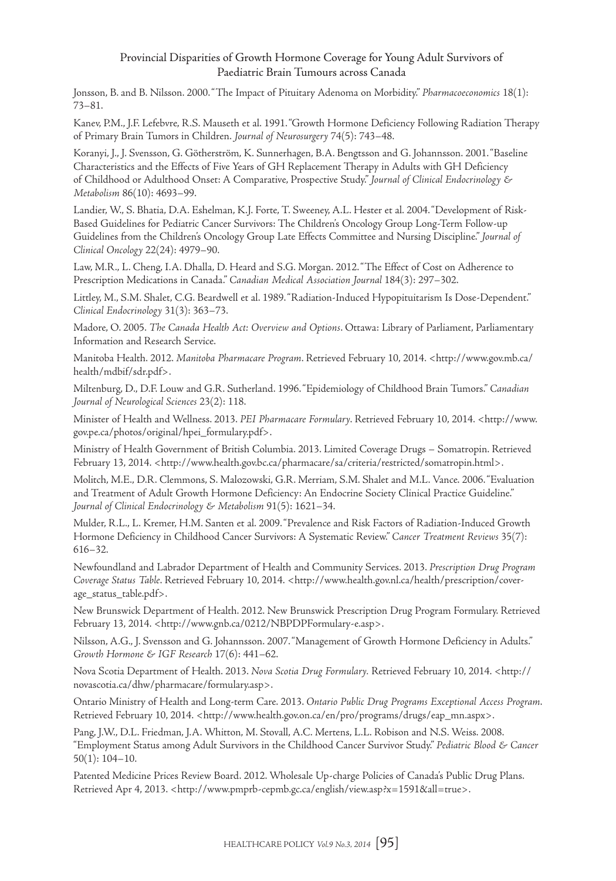Jonsson, B. and B. Nilsson. 2000. "The Impact of Pituitary Adenoma on Morbidity." *Pharmacoeconomics* 18(1): 73–81.

Kanev, P.M., J.F. Lefebvre, R.S. Mauseth et al. 1991. "Growth Hormone Deficiency Following Radiation Therapy of Primary Brain Tumors in Children. *Journal of Neurosurgery* 74(5): 743–48.

Koranyi, J., J. Svensson, G. Götherström, K. Sunnerhagen, B.A. Bengtsson and G. Johannsson. 2001. "Baseline Characteristics and the Effects of Five Years of GH Replacement Therapy in Adults with GH Deficiency of Childhood or Adulthood Onset: A Comparative, Prospective Study." *Journal of Clinical Endocrinology & Metabolism* 86(10): 4693–99.

Landier, W., S. Bhatia, D.A. Eshelman, K.J. Forte, T. Sweeney, A.L. Hester et al. 2004. "Development of Risk-Based Guidelines for Pediatric Cancer Survivors: The Children's Oncology Group Long-Term Follow-up Guidelines from the Children's Oncology Group Late Effects Committee and Nursing Discipline." *Journal of Clinical Oncology* 22(24): 4979–90.

Law, M.R., L. Cheng, I.A. Dhalla, D. Heard and S.G. Morgan. 2012. "The Effect of Cost on Adherence to Prescription Medications in Canada." *Canadian Medical Association Journal* 184(3): 297–302.

Littley, M., S.M. Shalet, C.G. Beardwell et al. 1989. "Radiation-Induced Hypopituitarism Is Dose-Dependent." *Clinical Endocrinology* 31(3): 363–73.

Madore, O. 2005. *The Canada Health Act: Overview and Options*. Ottawa: Library of Parliament, Parliamentary Information and Research Service.

Manitoba Health. 2012. *Manitoba Pharmacare Program*. Retrieved February 10, 2014. <http://www.gov.mb.ca/health/mdbif/sdr.pdf>.

Miltenburg, D., D.F. Louw and G.R. Sutherland. 1996. "Epidemiology of Childhood Brain Tumors." *Canadian Journal of Neurological Sciences* 23(2): 118.

Minister of Health and Wellness. 2013. *PEI Pharmacare Formulary*. Retrieved February 10, 2014. <http://www.gov.pe.ca/photos/original/hpei_formulary.pdf>.

Ministry of Health Government of British Columbia. 2013. Limited Coverage Drugs – Somatropin. Retrieved February 13, 2014. <http://www.health.gov.bc.ca/pharmacare/sa/criteria/restricted/somatropin.html>.

Molitch, M.E., D.R. Clemmons, S. Malozowski, G.R. Merriam, S.M. Shalet and M.L. Vance. 2006. "Evaluation and Treatment of Adult Growth Hormone Deficiency: An Endocrine Society Clinical Practice Guideline." *Journal of Clinical Endocrinology & Metabolism* 91(5): 1621–34.

Mulder, R.L., L. Kremer, H.M. Santen et al. 2009. "Prevalence and Risk Factors of Radiation-Induced Growth Hormone Deficiency in Childhood Cancer Survivors: A Systematic Review." *Cancer Treatment Reviews* 35(7): 616–32.

Newfoundland and Labrador Department of Health and Community Services. 2013. *Prescription Drug Program Coverage Status Table*. Retrieved February 10, 2014. <http://www.health.gov.nl.ca/health/prescription/coverage_status_table.pdf>.

New Brunswick Department of Health. 2012. New Brunswick Prescription Drug Program Formulary. Retrieved February 13, 2014. <http://www.gnb.ca/0212/NBPDPFormulary-e.asp>.

Nilsson, A.G., J. Svensson and G. Johannsson. 2007. "Management of Growth Hormone Deficiency in Adults." *Growth Hormone & IGF Research* 17(6): 441–62.

Nova Scotia Department of Health. 2013. *Nova Scotia Drug Formulary.* Retrieved February 10, 2014. <http://novascotia.ca/dhw/pharmacare/formulary.asp>.

Ontario Ministry of Health and Long-term Care. 2013. *Ontario Public Drug Programs Exceptional Access Program*. Retrieved February 10, 2014. <http://www.health.gov.on.ca/en/pro/programs/drugs/eap_mn.aspx>.

Pang, J.W., D.L. Friedman, J.A. Whitton, M. Stovall, A.C. Mertens, L.L. Robison and N.S. Weiss. 2008. "Employment Status among Adult Survivors in the Childhood Cancer Survivor Study." *Pediatric Blood & Cancer* 50(1): 104–10.

Patented Medicine Prices Review Board. 2012. Wholesale Up-charge Policies of Canada's Public Drug Plans. Retrieved Apr 4, 2013. <http://www.pmprb-cepmb.gc.ca/english/view.asp?x=1591&all=true>.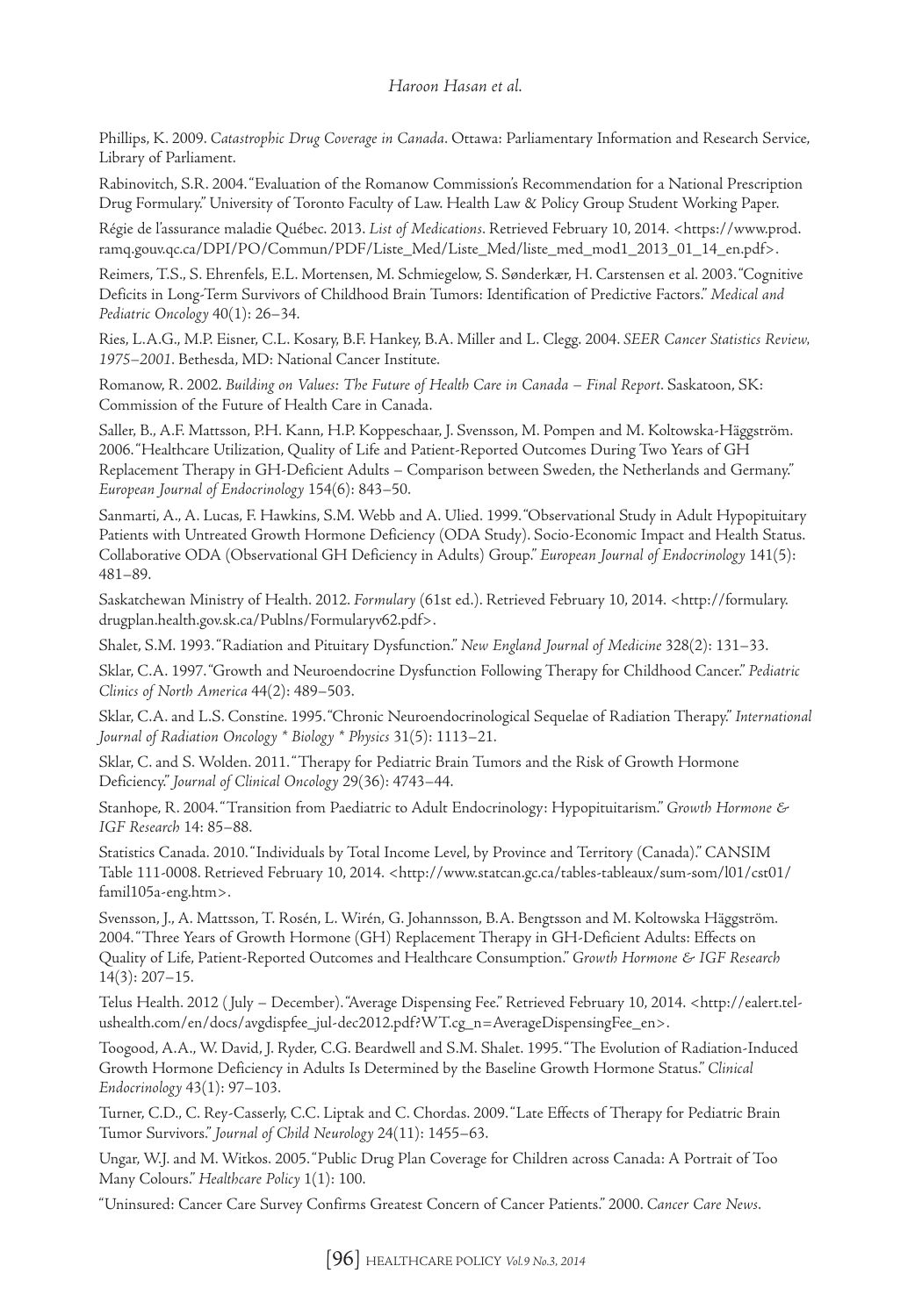Phillips, K. 2009. *Catastrophic Drug Coverage in Canada*. Ottawa: Parliamentary Information and Research Service, Library of Parliament.

Rabinovitch, S.R. 2004. "Evaluation of the Romanow Commission's Recommendation for a National Prescription Drug Formulary." University of Toronto Faculty of Law. Health Law & Policy Group Student Working Paper.

Régie de l'assurance maladie Québec. 2013. *List of Medications*. Retrieved February 10, 2014. <https://www.prod.ramq.gouv.qc.ca/DPI/PO/Commun/PDF/Liste_Med/Liste_Med/liste_med_mod1_2013_01_14_en.pdf>.

Reimers, T.S., S. Ehrenfels, E.L. Mortensen, M. Schmiegelow, S. Sønderkær, H. Carstensen et al. 2003. "Cognitive Deficits in Long-Term Survivors of Childhood Brain Tumors: Identification of Predictive Factors." *Medical and Pediatric Oncology* 40(1): 26–34.

Ries, L.A.G., M.P. Eisner, C.L. Kosary, B.F. Hankey, B.A. Miller and L. Clegg. 2004. *SEER Cancer Statistics Review, 1975–2001*. Bethesda, MD: National Cancer Institute.

Romanow, R. 2002. *Building on Values: The Future of Health Care in Canada – Final Report*. Saskatoon, SK: Commission of the Future of Health Care in Canada.

Saller, B., A.F. Mattsson, P.H. Kann, H.P. Koppeschaar, J. Svensson, M. Pompen and M. Koltowska-Häggström. 2006. "Healthcare Utilization, Quality of Life and Patient-Reported Outcomes During Two Years of GH Replacement Therapy in GH-Deficient Adults – Comparison between Sweden, the Netherlands and Germany." *European Journal of Endocrinology* 154(6): 843–50.

Sanmarti, A., A. Lucas, F. Hawkins, S.M. Webb and A. Ulied. 1999. "Observational Study in Adult Hypopituitary Patients with Untreated Growth Hormone Deficiency (ODA Study). Socio-Economic Impact and Health Status. Collaborative ODA (Observational GH Deficiency in Adults) Group." *European Journal of Endocrinology* 141(5): 481–89.

Saskatchewan Ministry of Health. 2012. *Formulary* (61st ed.). Retrieved February 10, 2014. <http://formulary.drugplan.health.gov.sk.ca/Publns/Formularyv62.pdf>.

Shalet, S.M. 1993. "Radiation and Pituitary Dysfunction." *New England Journal of Medicine* 328(2): 131–33.

Sklar, C.A. 1997. "Growth and Neuroendocrine Dysfunction Following Therapy for Childhood Cancer." *Pediatric Clinics of North America* 44(2): 489–503.

Sklar, C.A. and L.S. Constine. 1995. "Chronic Neuroendocrinological Sequelae of Radiation Therapy." *International Journal of Radiation Oncology * Biology * Physics* 31(5): 1113–21.

Sklar, C. and S. Wolden. 2011. "Therapy for Pediatric Brain Tumors and the Risk of Growth Hormone Deficiency." *Journal of Clinical Oncology* 29(36): 4743–44.

Stanhope, R. 2004. "Transition from Paediatric to Adult Endocrinology: Hypopituitarism." *Growth Hormone & IGF Research* 14: 85–88.

Statistics Canada. 2010. "Individuals by Total Income Level, by Province and Territory (Canada)." CANSIM Table 111-0008. Retrieved February 10, 2014. <http://www.statcan.gc.ca/tables-tableaux/sum-som/l01/cst01/famil105a-eng.htm>.

Svensson, J., A. Mattsson, T. Rosén, L. Wirén, G. Johannsson, B.A. Bengtsson and M. Koltowska Häggström. 2004. "Three Years of Growth Hormone (GH) Replacement Therapy in GH-Deficient Adults: Effects on Quality of Life, Patient-Reported Outcomes and Healthcare Consumption." *Growth Hormone & IGF Research* 14(3): 207–15.

Telus Health. 2012 (July – December). "Average Dispensing Fee." Retrieved February 10, 2014. <http://ealert.telushealth.com/en/docs/avgdispfee_jul-dec2012.pdf?WT.cg_n=AverageDispensingFee_en>.

Toogood, A.A., W. David, J. Ryder, C.G. Beardwell and S.M. Shalet. 1995. "The Evolution of Radiation-Induced Growth Hormone Deficiency in Adults Is Determined by the Baseline Growth Hormone Status." *Clinical Endocrinology* 43(1): 97–103.

Turner, C.D., C. Rey-Casserly, C.C. Liptak and C. Chordas. 2009. "Late Effects of Therapy for Pediatric Brain Tumor Survivors." *Journal of Child Neurology* 24(11): 1455–63.

Ungar, W.J. and M. Witkos. 2005. "Public Drug Plan Coverage for Children across Canada: A Portrait of Too Many Colours." *Healthcare Policy* 1(1): 100.

"Uninsured: Cancer Care Survey Confirms Greatest Concern of Cancer Patients." 2000. *Cancer Care News*.